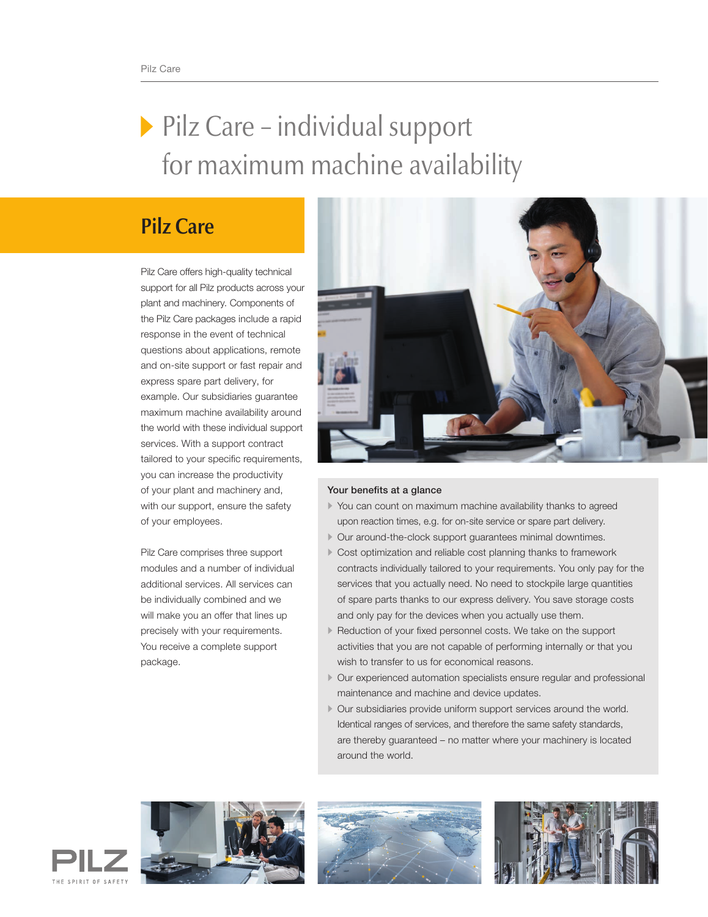# Pilz Care – individual support for maximum machine availability

## Pilz Care

Pilz Care offers high-quality technical support for all Pilz products across your plant and machinery. Components of the Pilz Care packages include a rapid response in the event of technical questions about applications, remote and on-site support or fast repair and express spare part delivery, for example. Our subsidiaries guarantee maximum machine availability around the world with these individual support services. With a support contract tailored to your specific requirements, you can increase the productivity of your plant and machinery and, with our support, ensure the safety of your employees.

Pilz Care comprises three support modules and a number of individual additional services. All services can be individually combined and we will make you an offer that lines up precisely with your requirements. You receive a complete support package.

**Your benefits at a glance**

- You can count on maximum machine availability thanks to agreed upon reaction times, e.g. for on-site service or spare part delivery.
- Our around-the-clock support guarantees minimal downtimes.
- Cost optimization and reliable cost planning thanks to framework contracts individually tailored to your requirements. You only pay for the services that you actually need. No need to stockpile large quantities of spare parts thanks to our express delivery. You save storage costs and only pay for the devices when you actually use them.
- Reduction of your fixed personnel costs. We take on the support activities that you are not capable of performing internally or that you wish to transfer to us for economical reasons.
- Our experienced automation specialists ensure regular and professional maintenance and machine and device updates.
- Our subsidiaries provide uniform support services around the world. Identical ranges of services, and therefore the same safety standards, are thereby guaranteed – no matter where your machinery is located around the world.

PILZ
THE SPIRIT OF SAFETY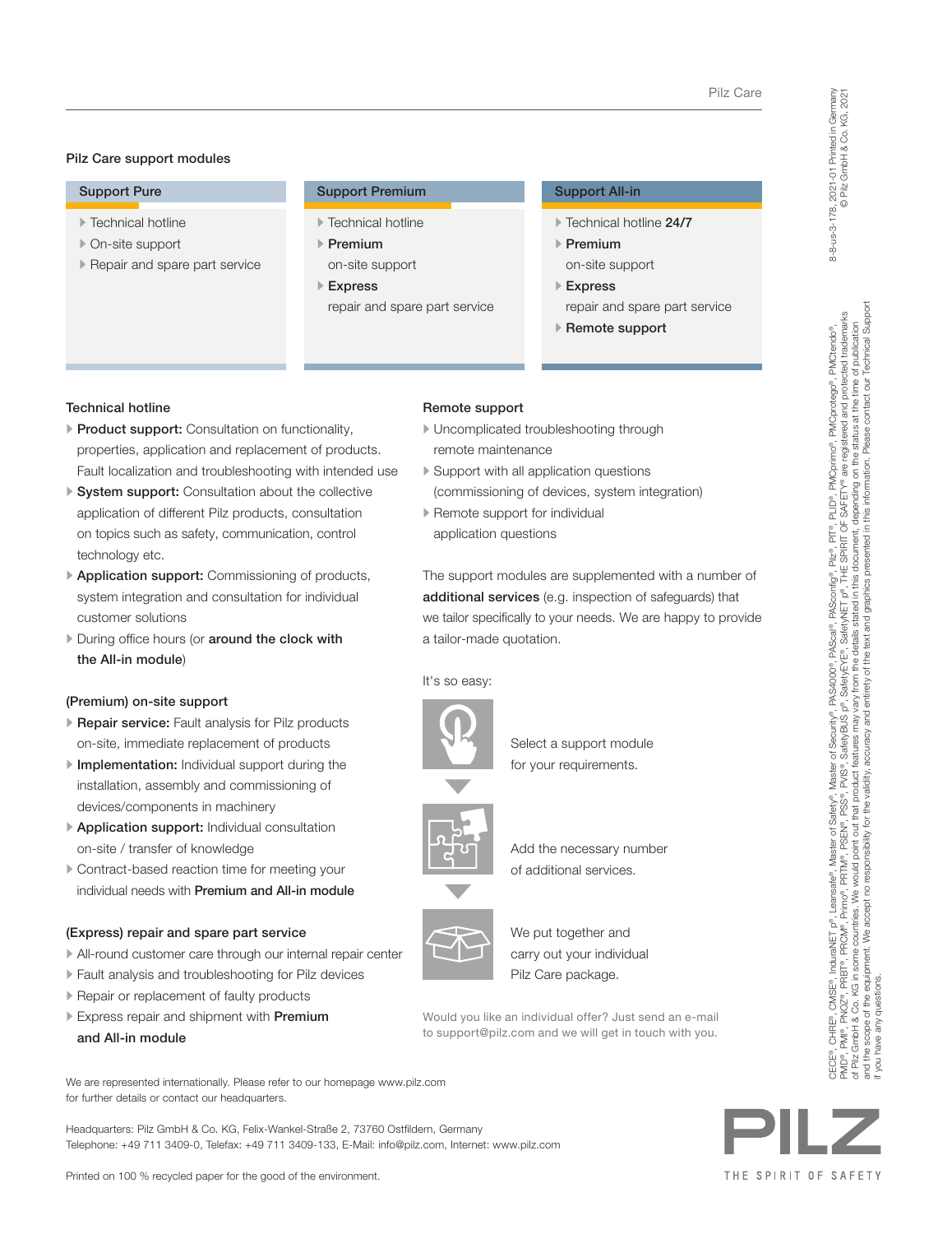## Pilz Care support modules

| Support Pure | Support Premium | Support All-in |
|---|---|---|
| Technical hotline | Technical hotline | Technical hotline **24/7** |
| On-site support | **Premium** on-site support | **Premium** on-site support |
| Repair and spare part service | **Express** repair and spare part service | **Express** repair and spare part service |
| | | **Remote support** |

### Technical hotline

- **Product support:** Consultation on functionality, properties, application and replacement of products. Fault localization and troubleshooting with intended use
- **System support:** Consultation about the collective application of different Pilz products, consultation on topics such as safety, communication, control technology etc.
- **Application support:** Commissioning of products, system integration and consultation for individual customer solutions
- During office hours (or **around the clock with the All-in module**)

### (Premium) on-site support

- **Repair service:** Fault analysis for Pilz products on-site, immediate replacement of products
- **Implementation:** Individual support during the installation, assembly and commissioning of devices/components in machinery
- **Application support:** Individual consultation on-site / transfer of knowledge
- Contract-based reaction time for meeting your individual needs with **Premium and All-in module**

### (Express) repair and spare part service

- All-round customer care through our internal repair center
- Fault analysis and troubleshooting for Pilz devices
- Repair or replacement of faulty products
- Express repair and shipment with **Premium and All-in module**

### Remote support

- Uncomplicated troubleshooting through remote maintenance
- Support with all application questions (commissioning of devices, system integration)
- Remote support for individual application questions

The support modules are supplemented with a number of **additional services** (e.g. inspection of safeguards) that we tailor specifically to your needs. We are happy to provide a tailor-made quotation.

It's so easy:

Select a support module for your requirements.

Add the necessary number of additional services.

We put together and carry out your individual Pilz Care package.

Would you like an individual offer? Just send an e-mail to support@pilz.com and we will get in touch with you.

We are represented internationally. Please refer to our homepage www.pilz.com for further details or contact our headquarters.

Headquarters: Pilz GmbH & Co. KG, Felix-Wankel-Straße 2, 73760 Ostfildern, Germany
Telephone: +49 711 3409-0, Telefax: +49 711 3409-133, E-Mail: info@pilz.com, Internet: www.pilz.com

Printed on 100 % recycled paper for the good of the environment.

8-8-us-3-178, 2021-01 Printed in Germany
© Pilz GmbH & Co. KG, 2021

CECE®, CHRE®, CMSE®, InduraNET p®, Leansafe®, Master of Safety®, Master of Security®, PAS4000®, PAScal®, PASconfig®, Pilz®, PIT®, PLID®, PMCprimo®, PMCprotego®, PMCtendo®, PMD®, PMI®, PNOZ®, PRBT®, PRCM®, Primo®, PRTM®, PSEN®, PSS®, PVIS®, SafetyBUS p®, SafetyEYE®, SafetyNET p®, THE SPIRIT OF SAFETY® are registered and protected trademarks of Pilz GmbH & Co. KG in some countries. We would point out that product features may vary from the details stated in this document, depending on the status at the time of publication and the scope of the equipment. We accept no responsibility for the validity, accuracy and entirety of the text and graphics presented in this information. Please contact our Technical Support if you have any questions.

PILZ
THE SPIRIT OF SAFETY